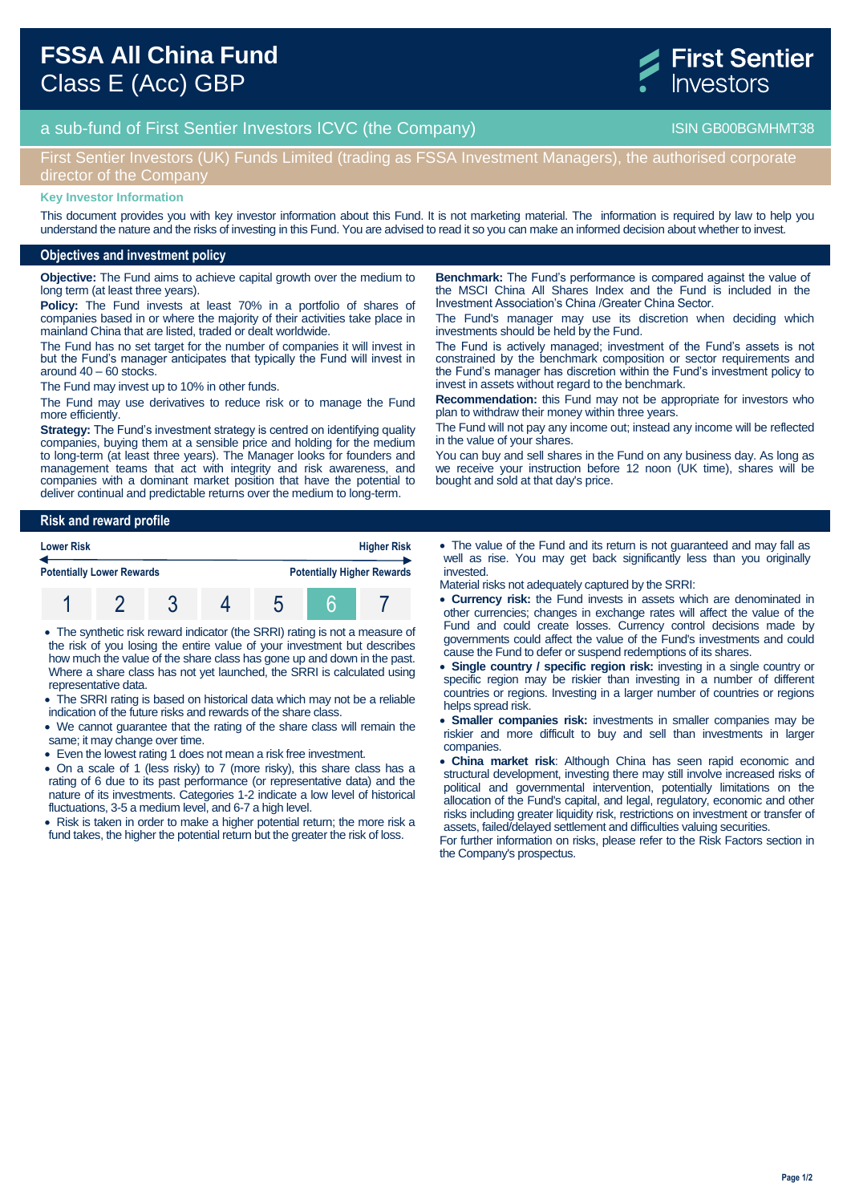# FSSA All China Fund

## Class E (Acc) GBP

First Sentier Investors

a sub-fund of First Sentier Investors ICVC (the Company) ISIN GB00BGMHMT38

First Sentier Investors (UK) Funds Limited (trading as FSSA Investment Managers), the authorised corporate director of the Company

**Key Investor Information**

This document provides you with key investor information about this Fund. It is not marketing material. The information is required by law to help you understand the nature and the risks of investing in this Fund. You are advised to read it so you can make an informed decision about whether to invest.

## Objectives and investment policy

**Objective:** The Fund aims to achieve capital growth over the medium to long term (at least three years).

**Policy:** The Fund invests at least 70% in a portfolio of shares of companies based in or where the majority of their activities take place in mainland China that are listed, traded or dealt worldwide.

The Fund has no set target for the number of companies it will invest in but the Fund's manager anticipates that typically the Fund will invest in around 40 – 60 stocks.

The Fund may invest up to 10% in other funds.

The Fund may use derivatives to reduce risk or to manage the Fund more efficiently.

**Strategy:** The Fund's investment strategy is centred on identifying quality companies, buying them at a sensible price and holding for the medium to long-term (at least three years). The Manager looks for founders and management teams that act with integrity and risk awareness, and companies with a dominant market position that have the potential to deliver continual and predictable returns over the medium to long-term.

**Benchmark:** The Fund's performance is compared against the value of the MSCI China All Shares Index and the Fund is included in the Investment Association's China /Greater China Sector.

The Fund's manager may use its discretion when deciding which investments should be held by the Fund.

The Fund is actively managed; investment of the Fund's assets is not constrained by the benchmark composition or sector requirements and the Fund's manager has discretion within the Fund's investment policy to invest in assets without regard to the benchmark.

**Recommendation:** this Fund may not be appropriate for investors who plan to withdraw their money within three years.

The Fund will not pay any income out; instead any income will be reflected in the value of your shares.

You can buy and sell shares in the Fund on any business day. As long as we receive your instruction before 12 noon (UK time), shares will be bought and sold at that day's price.

## Risk and reward profile

| Lower Risk | | | | | | Higher Risk |
|---|---|---|---|---|---|---|
| Potentially Lower Rewards | | | | | | Potentially Higher Rewards |
| 1 | 2 | 3 | 4 | 5 | **6** | 7 |

- The synthetic risk reward indicator (the SRRI) rating is not a measure of the risk of you losing the entire value of your investment but describes how much the value of the share class has gone up and down in the past. Where a share class has not yet launched, the SRRI is calculated using representative data.
- The SRRI rating is based on historical data which may not be a reliable indication of the future risks and rewards of the share class.
- We cannot guarantee that the rating of the share class will remain the same; it may change over time.
- Even the lowest rating 1 does not mean a risk free investment.
- On a scale of 1 (less risky) to 7 (more risky), this share class has a rating of 6 due to its past performance (or representative data) and the nature of its investments. Categories 1-2 indicate a low level of historical fluctuations, 3-5 a medium level, and 6-7 a high level.
- Risk is taken in order to make a higher potential return; the more risk a fund takes, the higher the potential return but the greater the risk of loss.
- The value of the Fund and its return is not guaranteed and may fall as well as rise. You may get back significantly less than you originally invested.

Material risks not adequately captured by the SRRI:

- **Currency risk:** the Fund invests in assets which are denominated in other currencies; changes in exchange rates will affect the value of the Fund and could create losses. Currency control decisions made by governments could affect the value of the Fund's investments and could cause the Fund to defer or suspend redemptions of its shares.
- **Single country / specific region risk:** investing in a single country or specific region may be riskier than investing in a number of different countries or regions. Investing in a larger number of countries or regions helps spread risk.
- **Smaller companies risk:** investments in smaller companies may be riskier and more difficult to buy and sell than investments in larger companies.
- **China market risk**: Although China has seen rapid economic and structural development, investing there may still involve increased risks of political and governmental intervention, potentially limitations on the allocation of the Fund's capital, and legal, regulatory, economic and other risks including greater liquidity risk, restrictions on investment or transfer of assets, failed/delayed settlement and difficulties valuing securities.

For further information on risks, please refer to the Risk Factors section in the Company's prospectus.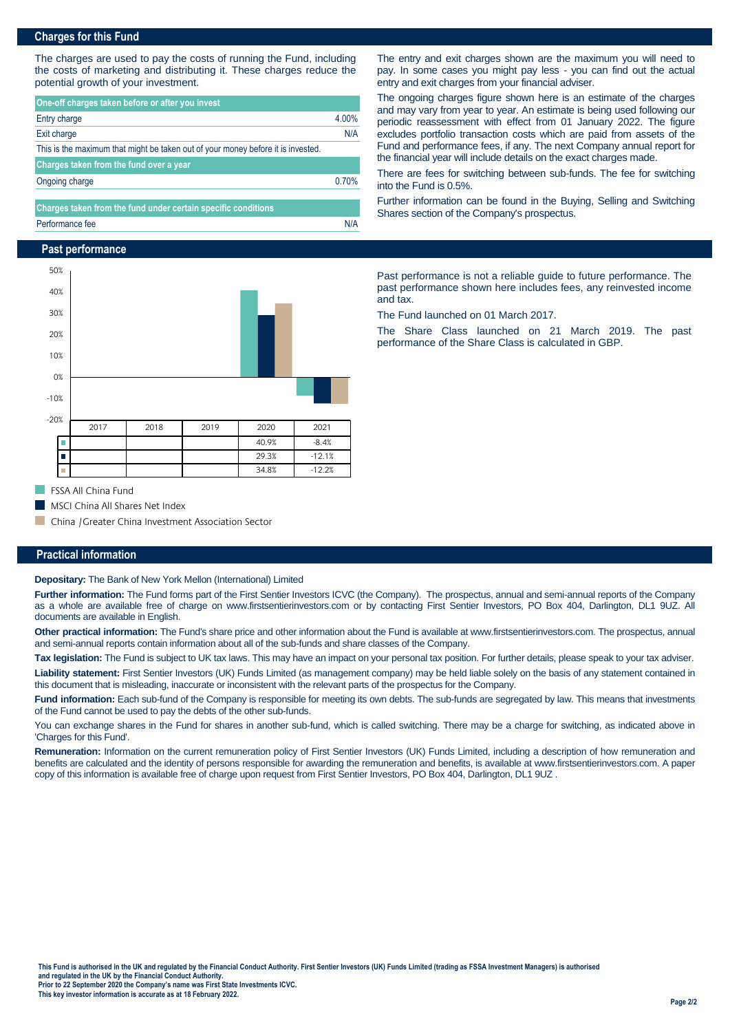## Charges for this Fund

The charges are used to pay the costs of running the Fund, including the costs of marketing and distributing it. These charges reduce the potential growth of your investment.

| One-off charges taken before or after you invest | |
|---|---|
| Entry charge | 4.00% |
| Exit charge | N/A |
| This is the maximum that might be taken out of your money before it is invested. | |
| **Charges taken from the fund over a year** | |
| Ongoing charge | 0.70% |
| **Charges taken from the fund under certain specific conditions** | |
| Performance fee | N/A |

The entry and exit charges shown are the maximum you will need to pay. In some cases you might pay less - you can find out the actual entry and exit charges from your financial adviser.

The ongoing charges figure shown here is an estimate of the charges and may vary from year to year. An estimate is being used following our periodic reassessment with effect from 01 January 2022. The figure excludes portfolio transaction costs which are paid from assets of the Fund and performance fees, if any. The next Company annual report for the financial year will include details on the exact charges made.

There are fees for switching between sub-funds. The fee for switching into the Fund is 0.5%.

Further information can be found in the Buying, Selling and Switching Shares section of the Company's prospectus.

## Past performance

50%
40%
30%
20%
10%
0%
-10%
-20%

| | 2017 | 2018 | 2019 | 2020 | 2021 |
|---|---|---|---|---|---|
| FSSA All China Fund | | | | 40.9% | -8.4% |
| MSCI China All Shares Net Index | | | | 29.3% | -12.1% |
| China /Greater China Investment Association Sector | | | | 34.8% | -12.2% |

FSSA All China Fund

MSCI China All Shares Net Index

China /Greater China Investment Association Sector

Past performance is not a reliable guide to future performance. The past performance shown here includes fees, any reinvested income and tax.

The Fund launched on 01 March 2017.

The Share Class launched on 21 March 2019. The past performance of the Share Class is calculated in GBP.

## Practical information

**Depositary:** The Bank of New York Mellon (International) Limited

**Further information:** The Fund forms part of the First Sentier Investors ICVC (the Company). The prospectus, annual and semi-annual reports of the Company as a whole are available free of charge on www.firstsentierinvestors.com or by contacting First Sentier Investors, PO Box 404, Darlington, DL1 9UZ. All documents are available in English.

**Other practical information:** The Fund's share price and other information about the Fund is available at www.firstsentierinvestors.com. The prospectus, annual and semi-annual reports contain information about all of the sub-funds and share classes of the Company.

**Tax legislation:** The Fund is subject to UK tax laws. This may have an impact on your personal tax position. For further details, please speak to your tax adviser.

**Liability statement:** First Sentier Investors (UK) Funds Limited (as management company) may be held liable solely on the basis of any statement contained in this document that is misleading, inaccurate or inconsistent with the relevant parts of the prospectus for the Company.

**Fund information:** Each sub-fund of the Company is responsible for meeting its own debts. The sub-funds are segregated by law. This means that investments of the Fund cannot be used to pay the debts of the other sub-funds.

You can exchange shares in the Fund for shares in another sub-fund, which is called switching. There may be a charge for switching, as indicated above in 'Charges for this Fund'.

**Remuneration:** Information on the current remuneration policy of First Sentier Investors (UK) Funds Limited, including a description of how remuneration and benefits are calculated and the identity of persons responsible for awarding the remuneration and benefits, is available at www.firstsentierinvestors.com. A paper copy of this information is available free of charge upon request from First Sentier Investors, PO Box 404, Darlington, DL1 9UZ .

**This Fund is authorised in the UK and regulated by the Financial Conduct Authority. First Sentier Investors (UK) Funds Limited (trading as FSSA Investment Managers) is authorised and regulated in the UK by the Financial Conduct Authority.**
**Prior to 22 September 2020 the Company's name was First State Investments ICVC.**
**This key investor information is accurate as at 18 February 2022.**